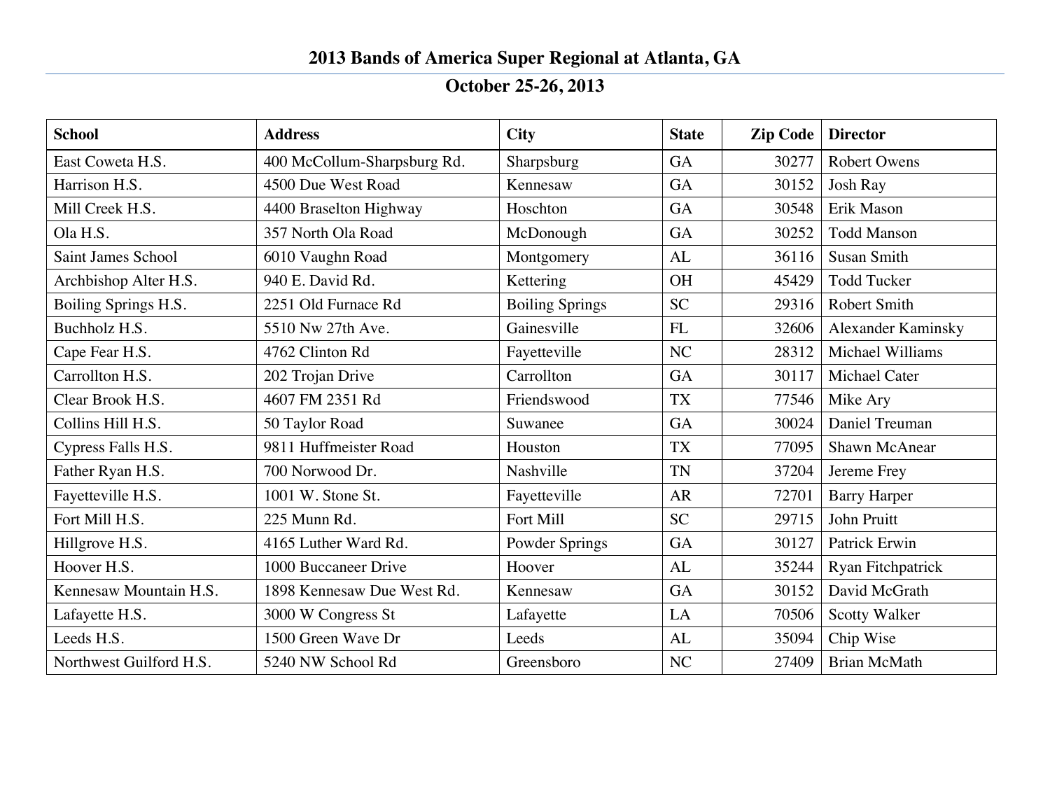# 2013 Bands of America Super Regional at Atlanta, GA

## October 25-26, 2013

| School | Address | City | State | Zip Code | Director |
|---|---|---|---|---|---|
| East Coweta H.S. | 400 McCollum-Sharpsburg Rd. | Sharpsburg | GA | 30277 | Robert Owens |
| Harrison H.S. | 4500 Due West Road | Kennesaw | GA | 30152 | Josh Ray |
| Mill Creek H.S. | 4400 Braselton Highway | Hoschton | GA | 30548 | Erik Mason |
| Ola H.S. | 357 North Ola Road | McDonough | GA | 30252 | Todd Manson |
| Saint James School | 6010 Vaughn Road | Montgomery | AL | 36116 | Susan Smith |
| Archbishop Alter H.S. | 940 E. David Rd. | Kettering | OH | 45429 | Todd Tucker |
| Boiling Springs H.S. | 2251 Old Furnace Rd | Boiling Springs | SC | 29316 | Robert Smith |
| Buchholz H.S. | 5510 Nw 27th Ave. | Gainesville | FL | 32606 | Alexander Kaminsky |
| Cape Fear H.S. | 4762 Clinton Rd | Fayetteville | NC | 28312 | Michael Williams |
| Carrollton H.S. | 202 Trojan Drive | Carrollton | GA | 30117 | Michael Cater |
| Clear Brook H.S. | 4607 FM 2351 Rd | Friendswood | TX | 77546 | Mike Ary |
| Collins Hill H.S. | 50 Taylor Road | Suwanee | GA | 30024 | Daniel Treuman |
| Cypress Falls H.S. | 9811 Huffmeister Road | Houston | TX | 77095 | Shawn McAnear |
| Father Ryan H.S. | 700 Norwood Dr. | Nashville | TN | 37204 | Jereme Frey |
| Fayetteville H.S. | 1001 W. Stone St. | Fayetteville | AR | 72701 | Barry Harper |
| Fort Mill H.S. | 225 Munn Rd. | Fort Mill | SC | 29715 | John Pruitt |
| Hillgrove H.S. | 4165 Luther Ward Rd. | Powder Springs | GA | 30127 | Patrick Erwin |
| Hoover H.S. | 1000 Buccaneer Drive | Hoover | AL | 35244 | Ryan Fitchpatrick |
| Kennesaw Mountain H.S. | 1898 Kennesaw Due West Rd. | Kennesaw | GA | 30152 | David McGrath |
| Lafayette H.S. | 3000 W Congress St | Lafayette | LA | 70506 | Scotty Walker |
| Leeds H.S. | 1500 Green Wave Dr | Leeds | AL | 35094 | Chip Wise |
| Northwest Guilford H.S. | 5240 NW School Rd | Greensboro | NC | 27409 | Brian McMath |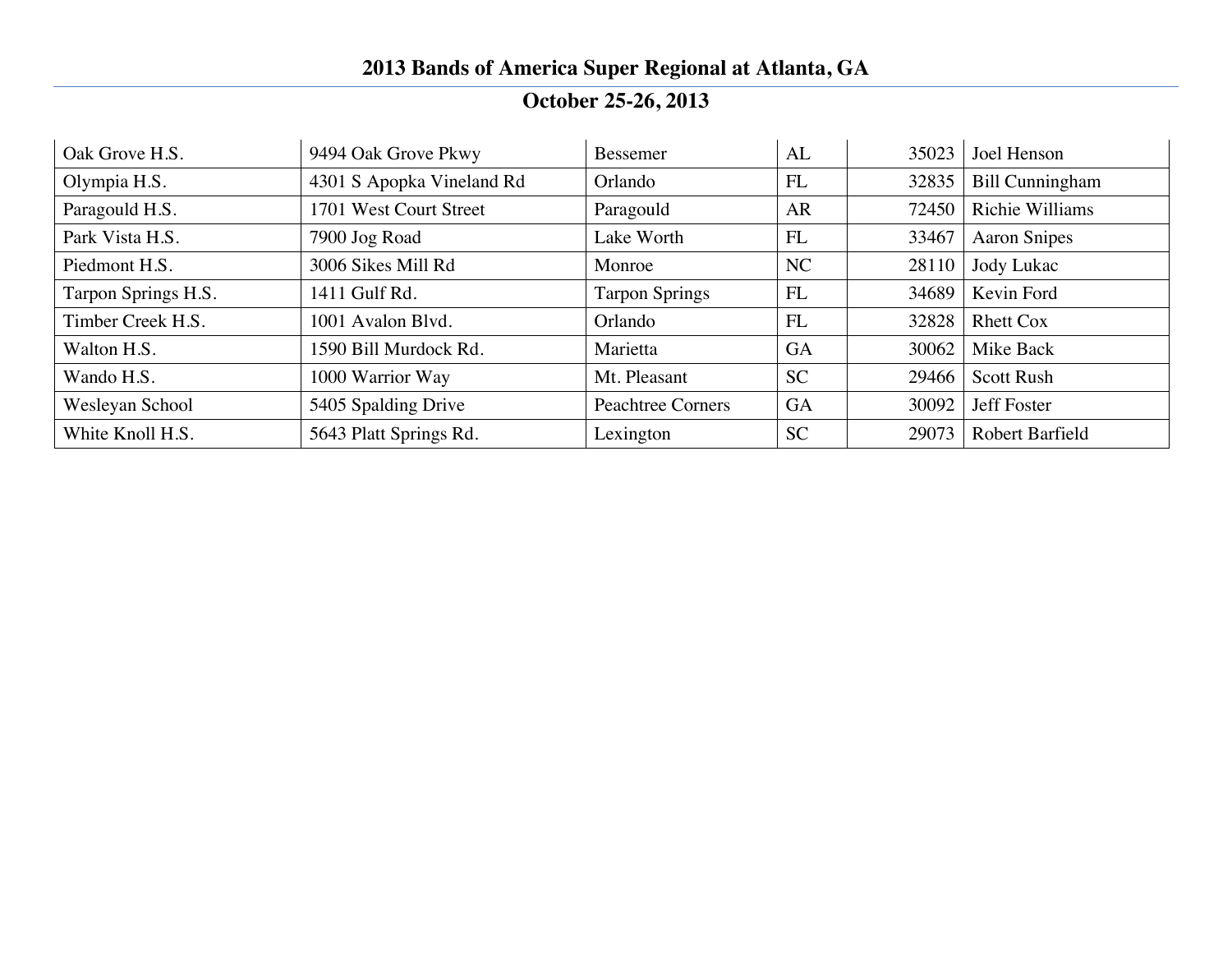## 2013 Bands of America Super Regional at Atlanta, GA

## October 25-26, 2013

| | | | | | |
|---|---|---|---|---|---|
| Oak Grove H.S. | 9494 Oak Grove Pkwy | Bessemer | AL | 35023 | Joel Henson |
| Olympia H.S. | 4301 S Apopka Vineland Rd | Orlando | FL | 32835 | Bill Cunningham |
| Paragould H.S. | 1701 West Court Street | Paragould | AR | 72450 | Richie Williams |
| Park Vista H.S. | 7900 Jog Road | Lake Worth | FL | 33467 | Aaron Snipes |
| Piedmont H.S. | 3006 Sikes Mill Rd | Monroe | NC | 28110 | Jody Lukac |
| Tarpon Springs H.S. | 1411 Gulf Rd. | Tarpon Springs | FL | 34689 | Kevin Ford |
| Timber Creek H.S. | 1001 Avalon Blvd. | Orlando | FL | 32828 | Rhett Cox |
| Walton H.S. | 1590 Bill Murdock Rd. | Marietta | GA | 30062 | Mike Back |
| Wando H.S. | 1000 Warrior Way | Mt. Pleasant | SC | 29466 | Scott Rush |
| Wesleyan School | 5405 Spalding Drive | Peachtree Corners | GA | 30092 | Jeff Foster |
| White Knoll H.S. | 5643 Platt Springs Rd. | Lexington | SC | 29073 | Robert Barfield |